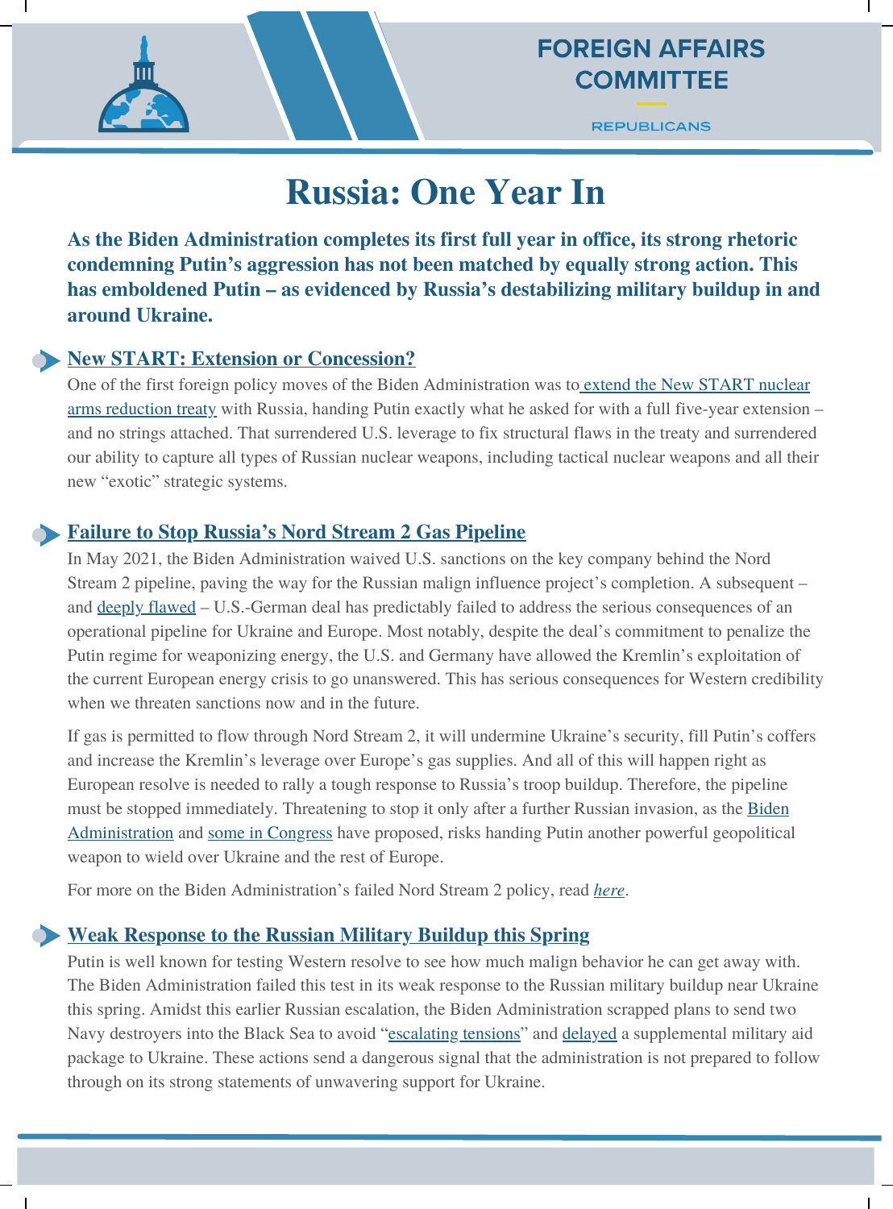FOREIGN AFFAIRS COMMITTEE

REPUBLICANS

# Russia: One Year In

**As the Biden Administration completes its first full year in office, its strong rhetoric condemning Putin's aggression has not been matched by equally strong action. This has emboldened Putin – as evidenced by Russia's destabilizing military buildup in and around Ukraine.**

## New START: Extension or Concession?

One of the first foreign policy moves of the Biden Administration was to extend the New START nuclear arms reduction treaty with Russia, handing Putin exactly what he asked for with a full five-year extension – and no strings attached. That surrendered U.S. leverage to fix structural flaws in the treaty and surrendered our ability to capture all types of Russian nuclear weapons, including tactical nuclear weapons and all their new "exotic" strategic systems.

## Failure to Stop Russia's Nord Stream 2 Gas Pipeline

In May 2021, the Biden Administration waived U.S. sanctions on the key company behind the Nord Stream 2 pipeline, paving the way for the Russian malign influence project's completion. A subsequent – and deeply flawed – U.S.-German deal has predictably failed to address the serious consequences of an operational pipeline for Ukraine and Europe. Most notably, despite the deal's commitment to penalize the Putin regime for weaponizing energy, the U.S. and Germany have allowed the Kremlin's exploitation of the current European energy crisis to go unanswered. This has serious consequences for Western credibility when we threaten sanctions now and in the future.

If gas is permitted to flow through Nord Stream 2, it will undermine Ukraine's security, fill Putin's coffers and increase the Kremlin's leverage over Europe's gas supplies. And all of this will happen right as European resolve is needed to rally a tough response to Russia's troop buildup. Therefore, the pipeline must be stopped immediately. Threatening to stop it only after a further Russian invasion, as the Biden Administration and some in Congress have proposed, risks handing Putin another powerful geopolitical weapon to wield over Ukraine and the rest of Europe.

For more on the Biden Administration's failed Nord Stream 2 policy, read *here*.

## Weak Response to the Russian Military Buildup this Spring

Putin is well known for testing Western resolve to see how much malign behavior he can get away with. The Biden Administration failed this test in its weak response to the Russian military buildup near Ukraine this spring. Amidst this earlier Russian escalation, the Biden Administration scrapped plans to send two Navy destroyers into the Black Sea to avoid "escalating tensions" and delayed a supplemental military aid package to Ukraine. These actions send a dangerous signal that the administration is not prepared to follow through on its strong statements of unwavering support for Ukraine.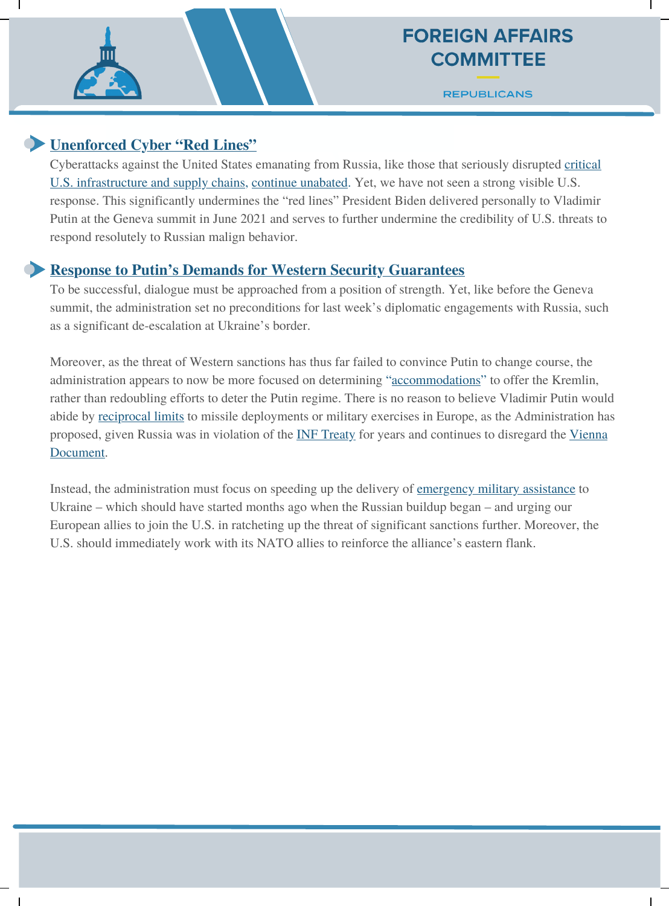## Unenforced Cyber "Red Lines"

Cyberattacks against the United States emanating from Russia, like those that seriously disrupted critical U.S. infrastructure and supply chains, continue unabated. Yet, we have not seen a strong visible U.S. response. This significantly undermines the "red lines" President Biden delivered personally to Vladimir Putin at the Geneva summit in June 2021 and serves to further undermine the credibility of U.S. threats to respond resolutely to Russian malign behavior.

## Response to Putin's Demands for Western Security Guarantees

To be successful, dialogue must be approached from a position of strength. Yet, like before the Geneva summit, the administration set no preconditions for last week's diplomatic engagements with Russia, such as a significant de-escalation at Ukraine's border.

Moreover, as the threat of Western sanctions has thus far failed to convince Putin to change course, the administration appears to now be more focused on determining "accommodations" to offer the Kremlin, rather than redoubling efforts to deter the Putin regime. There is no reason to believe Vladimir Putin would abide by reciprocal limits to missile deployments or military exercises in Europe, as the Administration has proposed, given Russia was in violation of the INF Treaty for years and continues to disregard the Vienna Document.

Instead, the administration must focus on speeding up the delivery of emergency military assistance to Ukraine – which should have started months ago when the Russian buildup began – and urging our European allies to join the U.S. in ratcheting up the threat of significant sanctions further. Moreover, the U.S. should immediately work with its NATO allies to reinforce the alliance's eastern flank.